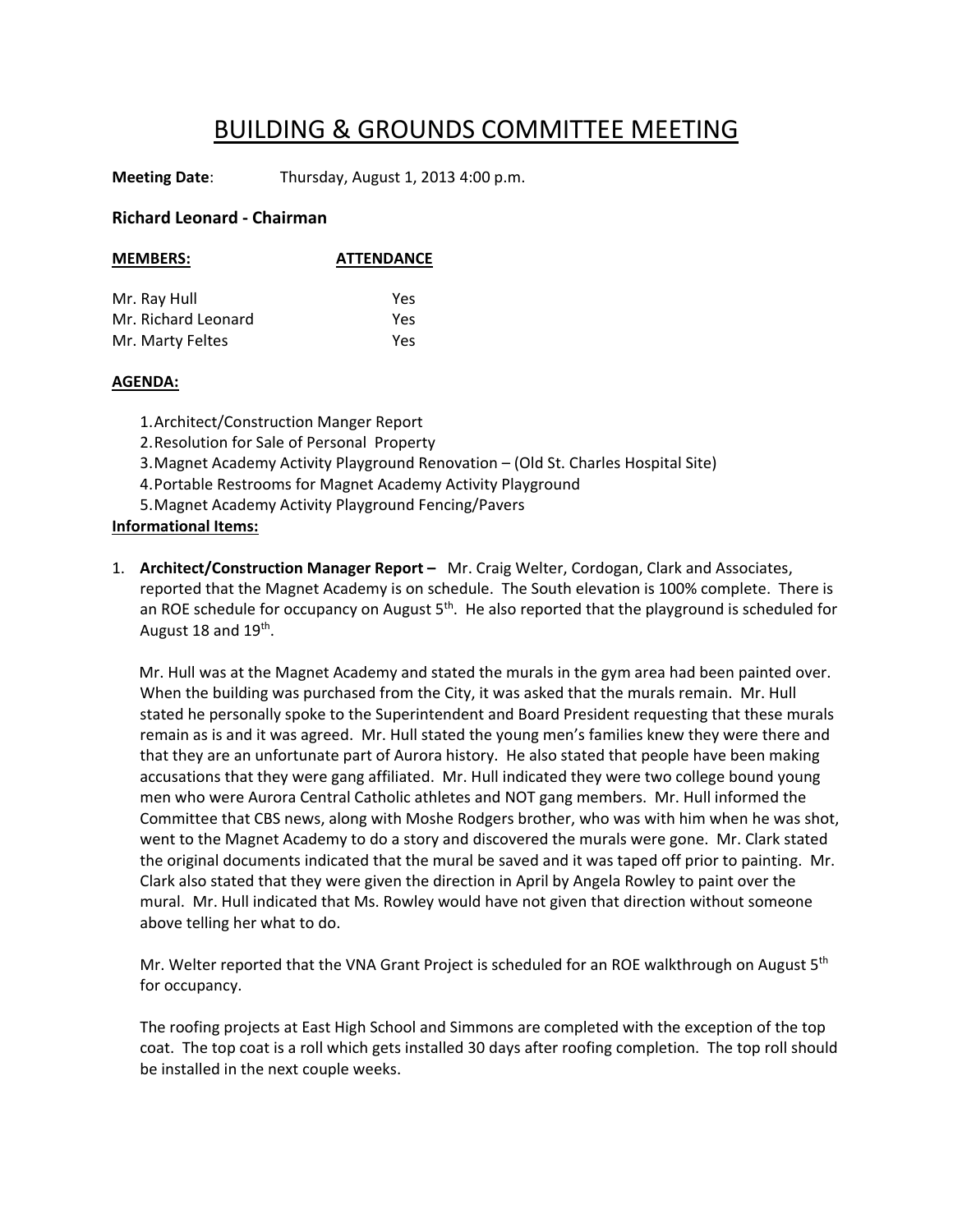# BUILDING & GROUNDS COMMITTEE MEETING

**Meeting Date**: Thursday, August 1, 2013 4:00 p.m.

**Richard Leonard - Chairman**

| **MEMBERS:** | **ATTENDANCE** |
|---|---|
| Mr. Ray Hull | Yes |
| Mr. Richard Leonard | Yes |
| Mr. Marty Feltes | Yes |

**AGENDA:**

1. Architect/Construction Manger Report
2. Resolution for Sale of Personal Property
3. Magnet Academy Activity Playground Renovation – (Old St. Charles Hospital Site)
4. Portable Restrooms for Magnet Academy Activity Playground
5. Magnet Academy Activity Playground Fencing/Pavers

**Informational Items:**

1. **Architect/Construction Manager Report –** Mr. Craig Welter, Cordogan, Clark and Associates, reported that the Magnet Academy is on schedule. The South elevation is 100% complete. There is an ROE schedule for occupancy on August 5th. He also reported that the playground is scheduled for August 18 and 19th.

   Mr. Hull was at the Magnet Academy and stated the murals in the gym area had been painted over. When the building was purchased from the City, it was asked that the murals remain. Mr. Hull stated he personally spoke to the Superintendent and Board President requesting that these murals remain as is and it was agreed. Mr. Hull stated the young men's families knew they were there and that they are an unfortunate part of Aurora history. He also stated that people have been making accusations that they were gang affiliated. Mr. Hull indicated they were two college bound young men who were Aurora Central Catholic athletes and NOT gang members. Mr. Hull informed the Committee that CBS news, along with Moshe Rodgers brother, who was with him when he was shot, went to the Magnet Academy to do a story and discovered the murals were gone. Mr. Clark stated the original documents indicated that the mural be saved and it was taped off prior to painting. Mr. Clark also stated that they were given the direction in April by Angela Rowley to paint over the mural. Mr. Hull indicated that Ms. Rowley would have not given that direction without someone above telling her what to do.

   Mr. Welter reported that the VNA Grant Project is scheduled for an ROE walkthrough on August 5th for occupancy.

   The roofing projects at East High School and Simmons are completed with the exception of the top coat. The top coat is a roll which gets installed 30 days after roofing completion. The top roll should be installed in the next couple weeks.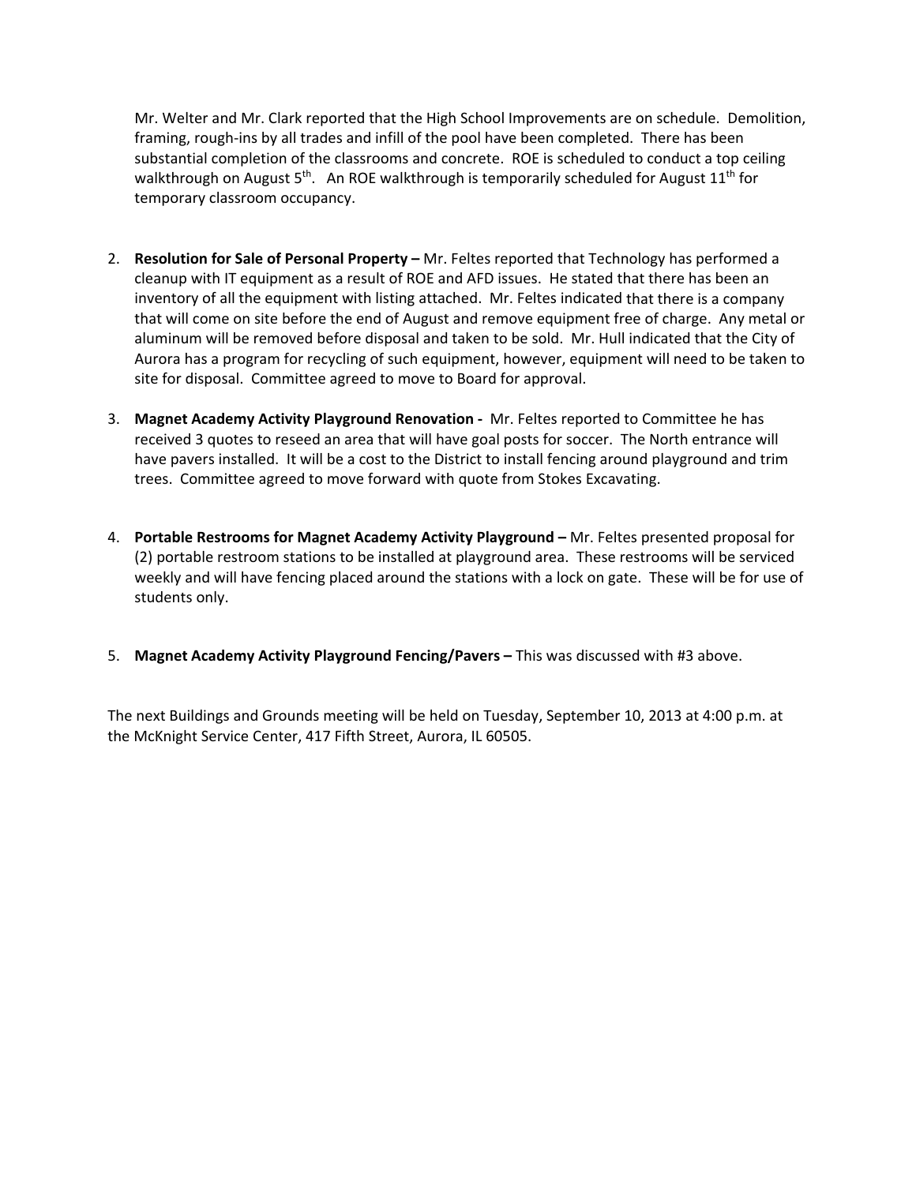Mr. Welter and Mr. Clark reported that the High School Improvements are on schedule. Demolition, framing, rough-ins by all trades and infill of the pool have been completed. There has been substantial completion of the classrooms and concrete. ROE is scheduled to conduct a top ceiling walkthrough on August 5th. An ROE walkthrough is temporarily scheduled for August 11th for temporary classroom occupancy.

2. **Resolution for Sale of Personal Property –** Mr. Feltes reported that Technology has performed a cleanup with IT equipment as a result of ROE and AFD issues. He stated that there has been an inventory of all the equipment with listing attached. Mr. Feltes indicated that there is a company that will come on site before the end of August and remove equipment free of charge. Any metal or aluminum will be removed before disposal and taken to be sold. Mr. Hull indicated that the City of Aurora has a program for recycling of such equipment, however, equipment will need to be taken to site for disposal. Committee agreed to move to Board for approval.

3. **Magnet Academy Activity Playground Renovation -** Mr. Feltes reported to Committee he has received 3 quotes to reseed an area that will have goal posts for soccer. The North entrance will have pavers installed. It will be a cost to the District to install fencing around playground and trim trees. Committee agreed to move forward with quote from Stokes Excavating.

4. **Portable Restrooms for Magnet Academy Activity Playground –** Mr. Feltes presented proposal for (2) portable restroom stations to be installed at playground area. These restrooms will be serviced weekly and will have fencing placed around the stations with a lock on gate. These will be for use of students only.

5. **Magnet Academy Activity Playground Fencing/Pavers –** This was discussed with #3 above.

The next Buildings and Grounds meeting will be held on Tuesday, September 10, 2013 at 4:00 p.m. at the McKnight Service Center, 417 Fifth Street, Aurora, IL 60505.